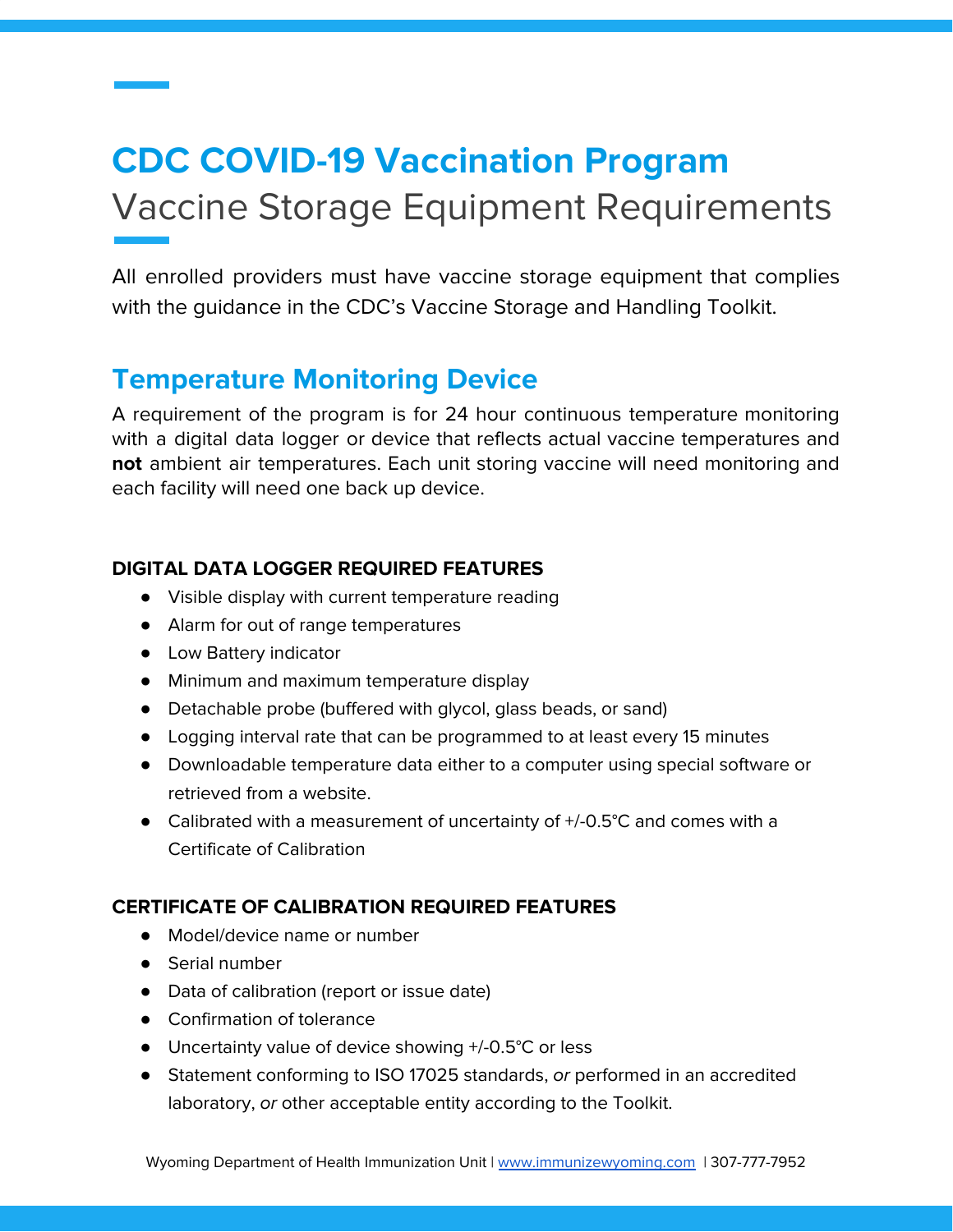# CDC COVID-19 Vaccination Program

Vaccine Storage Equipment Requirements

All enrolled providers must have vaccine storage equipment that complies with the guidance in the CDC's Vaccine Storage and Handling Toolkit.

## Temperature Monitoring Device

A requirement of the program is for 24 hour continuous temperature monitoring with a digital data logger or device that reflects actual vaccine temperatures and **not** ambient air temperatures. Each unit storing vaccine will need monitoring and each facility will need one back up device.

### DIGITAL DATA LOGGER REQUIRED FEATURES

- Visible display with current temperature reading
- Alarm for out of range temperatures
- Low Battery indicator
- Minimum and maximum temperature display
- Detachable probe (buffered with glycol, glass beads, or sand)
- Logging interval rate that can be programmed to at least every 15 minutes
- Downloadable temperature data either to a computer using special software or retrieved from a website.
- Calibrated with a measurement of uncertainty of +/-0.5°C and comes with a Certificate of Calibration

### CERTIFICATE OF CALIBRATION REQUIRED FEATURES

- Model/device name or number
- Serial number
- Data of calibration (report or issue date)
- Confirmation of tolerance
- Uncertainty value of device showing +/-0.5°C or less
- Statement conforming to ISO 17025 standards, *or* performed in an accredited laboratory, *or* other acceptable entity according to the Toolkit.

Wyoming Department of Health Immunization Unit | www.immunizewyoming.com | 307-777-7952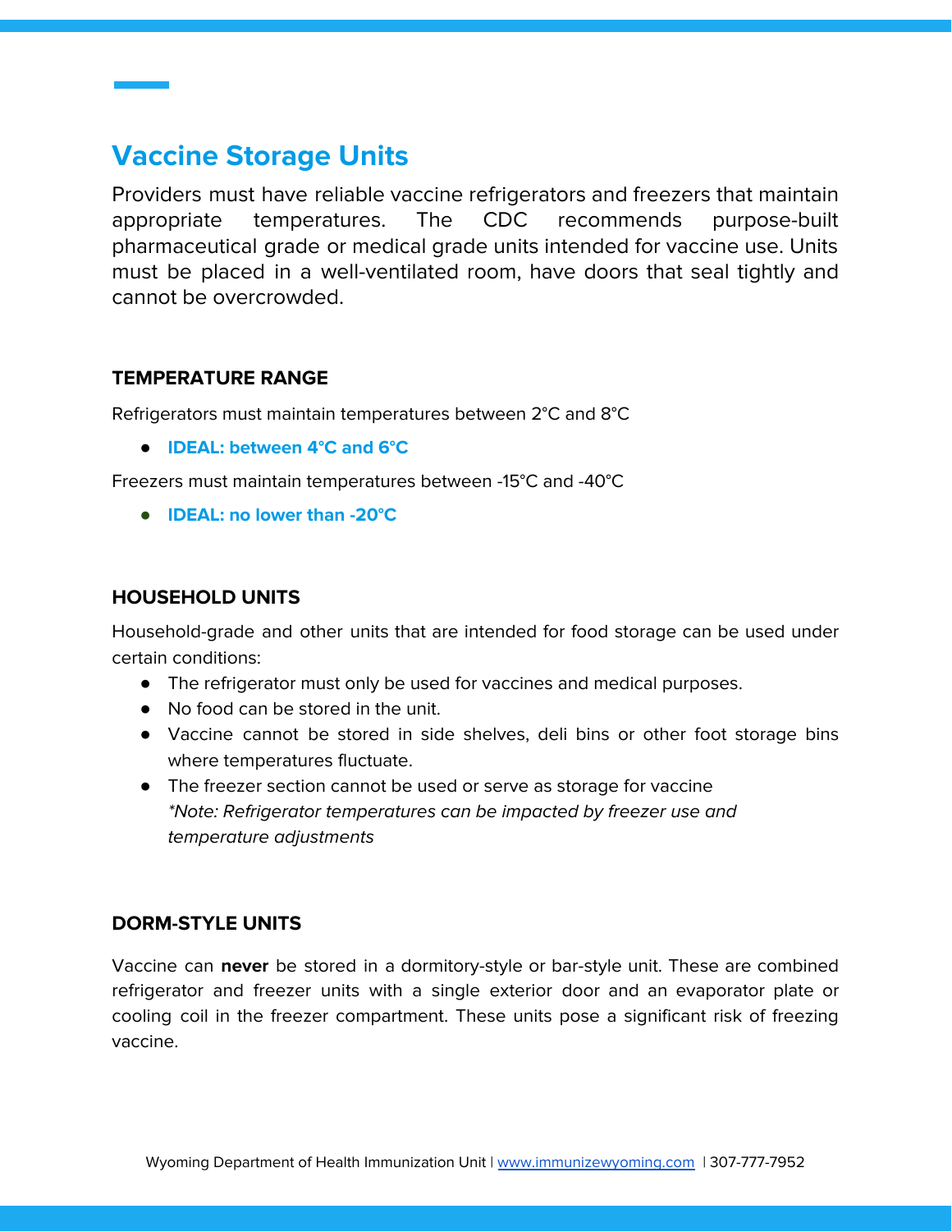## Vaccine Storage Units

Providers must have reliable vaccine refrigerators and freezers that maintain appropriate temperatures. The CDC recommends purpose-built pharmaceutical grade or medical grade units intended for vaccine use. Units must be placed in a well-ventilated room, have doors that seal tightly and cannot be overcrowded.

### TEMPERATURE RANGE

Refrigerators must maintain temperatures between 2°C and 8°C

- **IDEAL: between 4°C and 6°C**

Freezers must maintain temperatures between -15°C and -40°C

- **IDEAL: no lower than -20°C**

### HOUSEHOLD UNITS

Household-grade and other units that are intended for food storage can be used under certain conditions:

- The refrigerator must only be used for vaccines and medical purposes.
- No food can be stored in the unit.
- Vaccine cannot be stored in side shelves, deli bins or other foot storage bins where temperatures fluctuate.
- The freezer section cannot be used or serve as storage for vaccine
  *\*Note: Refrigerator temperatures can be impacted by freezer use and temperature adjustments*

### DORM-STYLE UNITS

Vaccine can **never** be stored in a dormitory-style or bar-style unit. These are combined refrigerator and freezer units with a single exterior door and an evaporator plate or cooling coil in the freezer compartment. These units pose a significant risk of freezing vaccine.

Wyoming Department of Health Immunization Unit | www.immunizewyoming.com | 307-777-7952